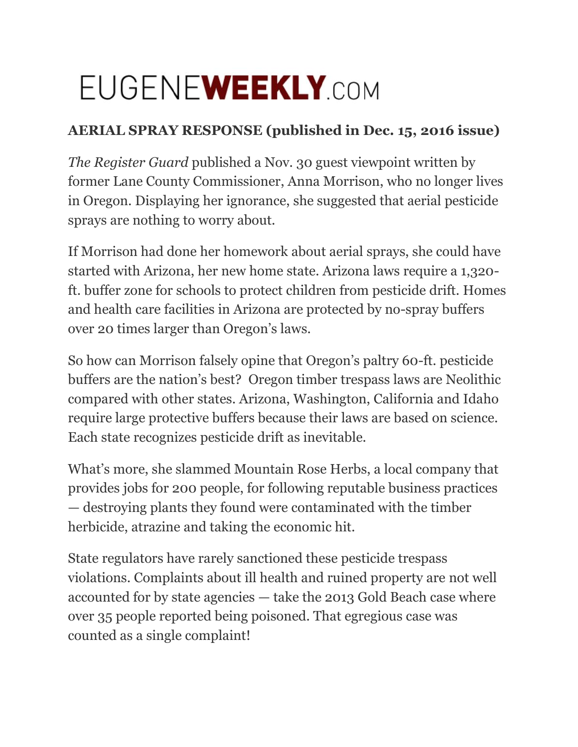# EUGENE**WEEKLY**.COM

**AERIAL SPRAY RESPONSE (published in Dec. 15, 2016 issue)**

*The Register Guard* published a Nov. 30 guest viewpoint written by former Lane County Commissioner, Anna Morrison, who no longer lives in Oregon. Displaying her ignorance, she suggested that aerial pesticide sprays are nothing to worry about.

If Morrison had done her homework about aerial sprays, she could have started with Arizona, her new home state. Arizona laws require a 1,320-ft. buffer zone for schools to protect children from pesticide drift. Homes and health care facilities in Arizona are protected by no-spray buffers over 20 times larger than Oregon's laws.

So how can Morrison falsely opine that Oregon's paltry 60-ft. pesticide buffers are the nation's best? Oregon timber trespass laws are Neolithic compared with other states. Arizona, Washington, California and Idaho require large protective buffers because their laws are based on science. Each state recognizes pesticide drift as inevitable.

What's more, she slammed Mountain Rose Herbs, a local company that provides jobs for 200 people, for following reputable business practices — destroying plants they found were contaminated with the timber herbicide, atrazine and taking the economic hit.

State regulators have rarely sanctioned these pesticide trespass violations. Complaints about ill health and ruined property are not well accounted for by state agencies — take the 2013 Gold Beach case where over 35 people reported being poisoned. That egregious case was counted as a single complaint!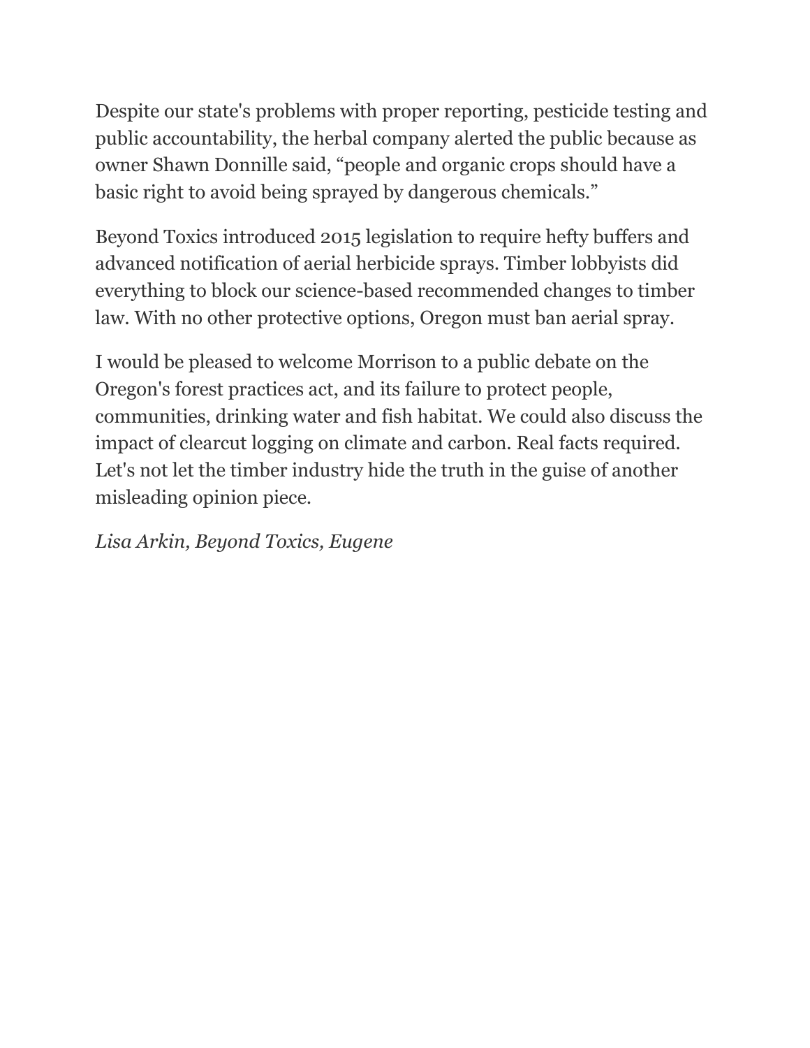Despite our state's problems with proper reporting, pesticide testing and public accountability, the herbal company alerted the public because as owner Shawn Donnille said, "people and organic crops should have a basic right to avoid being sprayed by dangerous chemicals."

Beyond Toxics introduced 2015 legislation to require hefty buffers and advanced notification of aerial herbicide sprays. Timber lobbyists did everything to block our science-based recommended changes to timber law. With no other protective options, Oregon must ban aerial spray.

I would be pleased to welcome Morrison to a public debate on the Oregon's forest practices act, and its failure to protect people, communities, drinking water and fish habitat. We could also discuss the impact of clearcut logging on climate and carbon. Real facts required. Let's not let the timber industry hide the truth in the guise of another misleading opinion piece.

*Lisa Arkin, Beyond Toxics, Eugene*